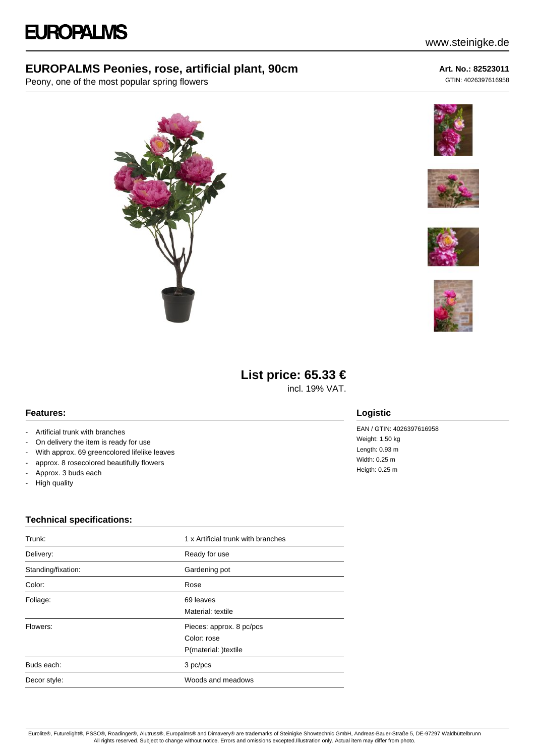# EUROPALMS

www.steinigke.de

## EUROPALMS Peonies, rose, artificial plant, 90cm

Peony, one of the most popular spring flowers

**Art. No.: 82523011**
GTIN: 4026397616958

**List price: 65.33 €**
incl. 19% VAT.

### Features:

- Artificial trunk with branches
- On delivery the item is ready for use
- With approx. 69 greencolored lifelike leaves
- approx. 8 rosecolored beautifully flowers
- Approx. 3 buds each
- High quality

### Logistic

EAN / GTIN: 4026397616958
Weight: 1,50 kg
Length: 0.93 m
Width: 0.25 m
Heigth: 0.25 m

### Technical specifications:

| | |
|---|---|
| Trunk: | 1 x Artificial trunk with branches |
| Delivery: | Ready for use |
| Standing/fixation: | Gardening pot |
| Color: | Rose |
| Foliage: | 69 leaves<br>Material: textile |
| Flowers: | Pieces: approx. 8 pc/pcs<br>Color: rose<br>P(material: )textile |
| Buds each: | 3 pc/pcs |
| Decor style: | Woods and meadows |

Eurolite®, Futurelight®, PSSO®, Roadinger®, Alutruss®, Europalms® and Dimavery® are trademarks of Steinigke Showtechnic GmbH, Andreas-Bauer-Straße 5, DE-97297 Waldbüttelbrunn
All rights reserved. Subject to change without notice. Errors and omissions excepted.Illustration only. Actual item may differ from photo.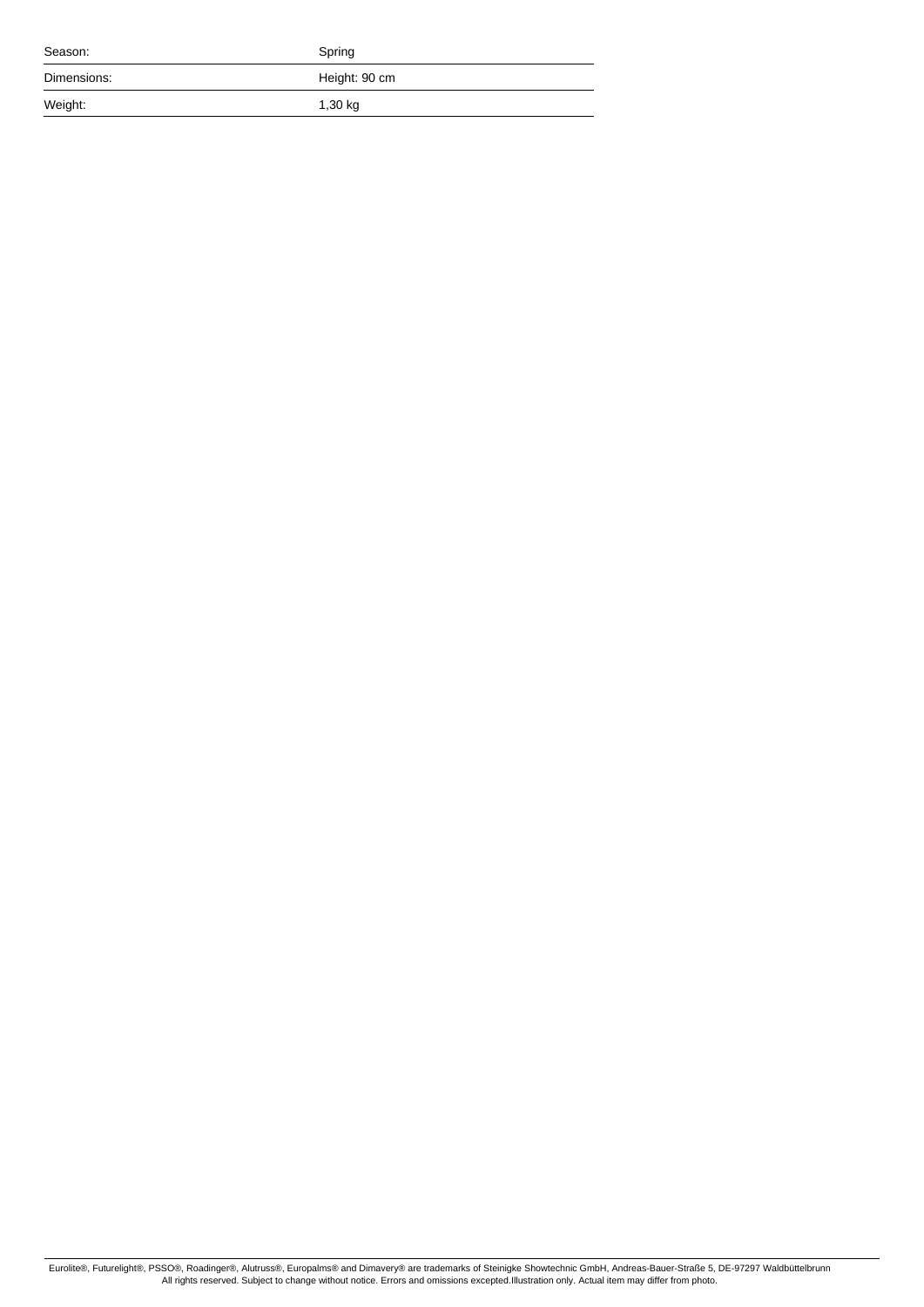| | |
|---|---|
| Season: | Spring |
| Dimensions: | Height: 90 cm |
| Weight: | 1,30 kg |

Eurolite®, Futurelight®, PSSO®, Roadinger®, Alutruss®, Europalms® and Dimavery® are trademarks of Steinigke Showtechnic GmbH, Andreas-Bauer-Straße 5, DE-97297 Waldbüttelbrunn
All rights reserved. Subject to change without notice. Errors and omissions excepted.Illustration only. Actual item may differ from photo.